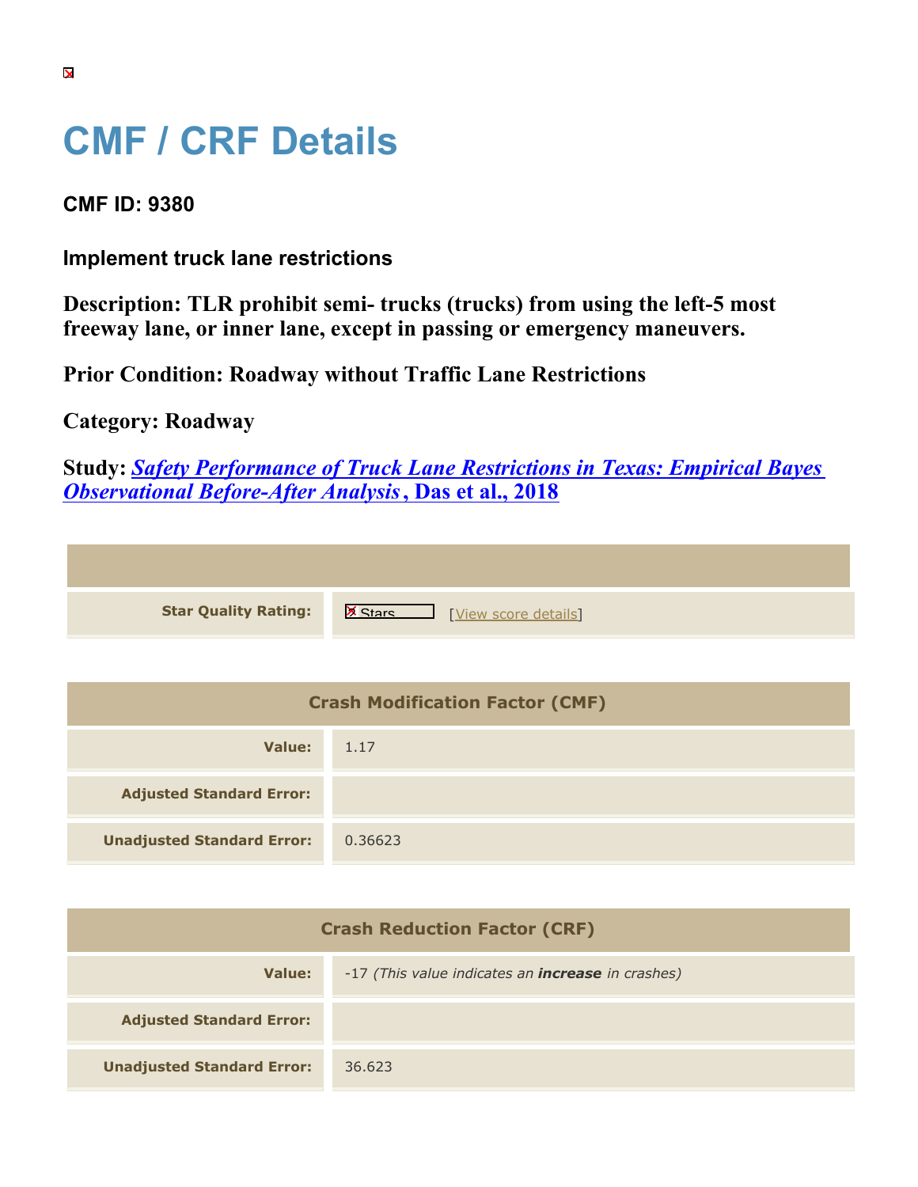# CMF / CRF Details

## CMF ID: 9380

### Implement truck lane restrictions

**Description: TLR prohibit semi- trucks (trucks) from using the left-5 most freeway lane, or inner lane, except in passing or emergency maneuvers.**

**Prior Condition: Roadway without Traffic Lane Restrictions**

**Category: Roadway**

**Study: *Safety Performance of Truck Lane Restrictions in Texas: Empirical Bayes Observational Before-After Analysis*, Das et al., 2018**

| | |
|---|---|
| **Star Quality Rating:** | Stars [View score details] |

| Crash Modification Factor (CMF) | |
|---|---|
| **Value:** | 1.17 |
| **Adjusted Standard Error:** | |
| **Unadjusted Standard Error:** | 0.36623 |

| Crash Reduction Factor (CRF) | |
|---|---|
| **Value:** | -17 *(This value indicates an **increase** in crashes)* |
| **Adjusted Standard Error:** | |
| **Unadjusted Standard Error:** | 36.623 |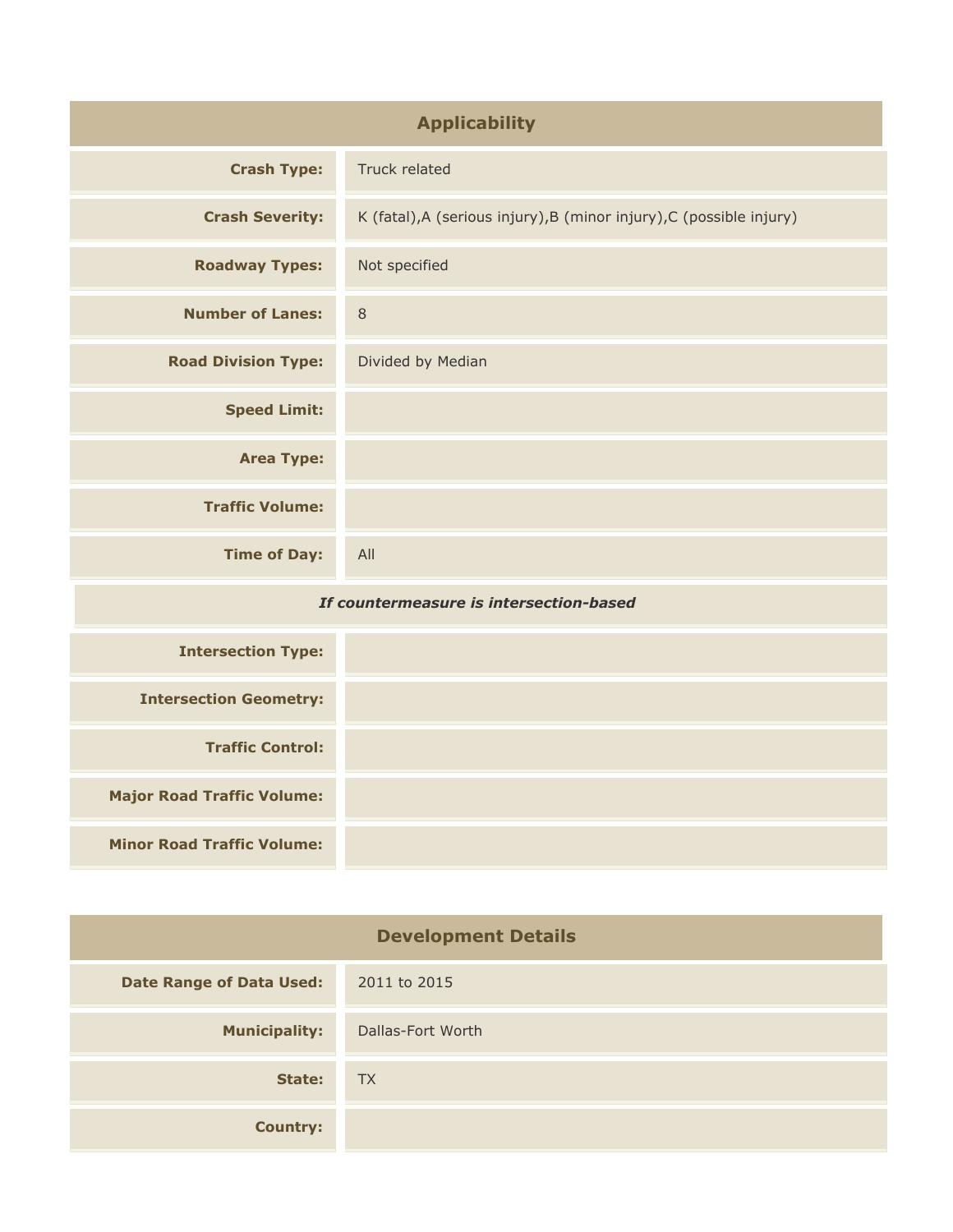## Applicability

| | |
|---|---|
| **Crash Type:** | Truck related |
| **Crash Severity:** | K (fatal),A (serious injury),B (minor injury),C (possible injury) |
| **Roadway Types:** | Not specified |
| **Number of Lanes:** | 8 |
| **Road Division Type:** | Divided by Median |
| **Speed Limit:** | |
| **Area Type:** | |
| **Traffic Volume:** | |
| **Time of Day:** | All |

***If countermeasure is intersection-based***

| | |
|---|---|
| **Intersection Type:** | |
| **Intersection Geometry:** | |
| **Traffic Control:** | |
| **Major Road Traffic Volume:** | |
| **Minor Road Traffic Volume:** | |

## Development Details

| | |
|---|---|
| **Date Range of Data Used:** | 2011 to 2015 |
| **Municipality:** | Dallas-Fort Worth |
| **State:** | TX |
| **Country:** | |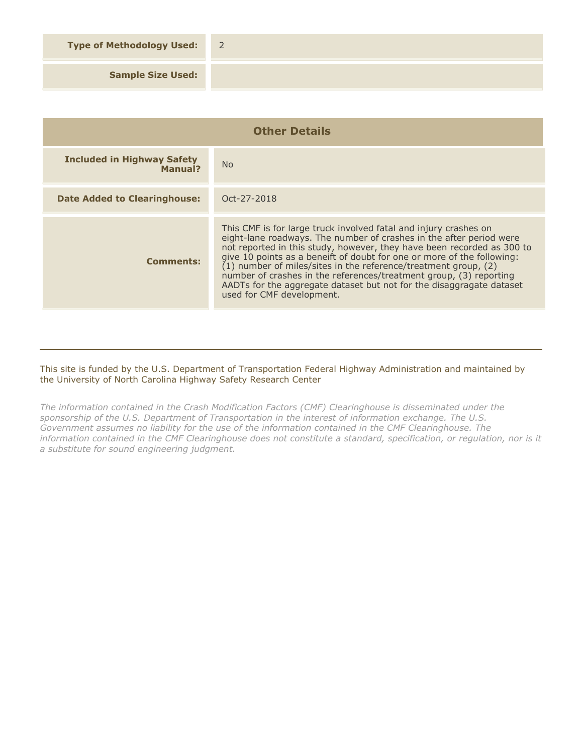| | |
|---|---|
| **Type of Methodology Used:** | 2 |
| **Sample Size Used:** | |

## Other Details

| | |
|---|---|
| **Included in Highway Safety Manual?** | No |
| **Date Added to Clearinghouse:** | Oct-27-2018 |
| **Comments:** | This CMF is for large truck involved fatal and injury crashes on eight-lane roadways. The number of crashes in the after period were not reported in this study, however, they have been recorded as 300 to give 10 points as a beneift of doubt for one or more of the following: (1) number of miles/sites in the reference/treatment group, (2) number of crashes in the references/treatment group, (3) reporting AADTs for the aggregate dataset but not for the disaggragate dataset used for CMF development. |

---

This site is funded by the U.S. Department of Transportation Federal Highway Administration and maintained by the University of North Carolina Highway Safety Research Center

*The information contained in the Crash Modification Factors (CMF) Clearinghouse is disseminated under the sponsorship of the U.S. Department of Transportation in the interest of information exchange. The U.S. Government assumes no liability for the use of the information contained in the CMF Clearinghouse. The information contained in the CMF Clearinghouse does not constitute a standard, specification, or regulation, nor is it a substitute for sound engineering judgment.*